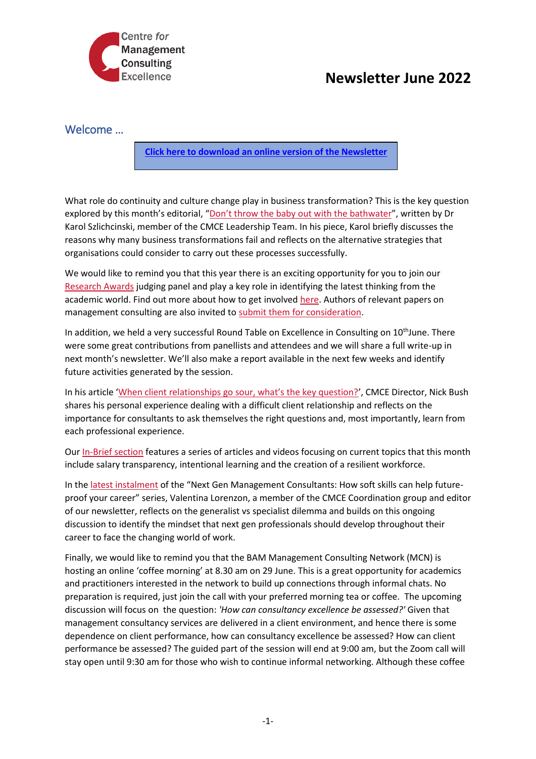Centre for Management Consulting Excellence

# Newsletter June 2022

## Welcome …

**Click here to download an online version of the Newsletter**

What role do continuity and culture change play in business transformation? This is the key question explored by this month's editorial, "Don't throw the baby out with the bathwater", written by Dr Karol Szlichcinski, member of the CMCE Leadership Team. In his piece, Karol briefly discusses the reasons why many business transformations fail and reflects on the alternative strategies that organisations could consider to carry out these processes successfully.

We would like to remind you that this year there is an exciting opportunity for you to join our Research Awards judging panel and play a key role in identifying the latest thinking from the academic world. Find out more about how to get involved here. Authors of relevant papers on management consulting are also invited to submit them for consideration.

In addition, we held a very successful Round Table on Excellence in Consulting on 10th June. There were some great contributions from panellists and attendees and we will share a full write-up in next month's newsletter. We'll also make a report available in the next few weeks and identify future activities generated by the session.

In his article 'When client relationships go sour, what's the key question?', CMCE Director, Nick Bush shares his personal experience dealing with a difficult client relationship and reflects on the importance for consultants to ask themselves the right questions and, most importantly, learn from each professional experience.

Our In-Brief section features a series of articles and videos focusing on current topics that this month include salary transparency, intentional learning and the creation of a resilient workforce.

In the latest instalment of the "Next Gen Management Consultants: How soft skills can help future-proof your career" series, Valentina Lorenzon, a member of the CMCE Coordination group and editor of our newsletter, reflects on the generalist vs specialist dilemma and builds on this ongoing discussion to identify the mindset that next gen professionals should develop throughout their career to face the changing world of work.

Finally, we would like to remind you that the BAM Management Consulting Network (MCN) is hosting an online 'coffee morning' at 8.30 am on 29 June. This is a great opportunity for academics and practitioners interested in the network to build up connections through informal chats. No preparation is required, just join the call with your preferred morning tea or coffee. The upcoming discussion will focus on the question: *'How can consultancy excellence be assessed?'* Given that management consultancy services are delivered in a client environment, and hence there is some dependence on client performance, how can consultancy excellence be assessed? How can client performance be assessed? The guided part of the session will end at 9:00 am, but the Zoom call will stay open until 9:30 am for those who wish to continue informal networking. Although these coffee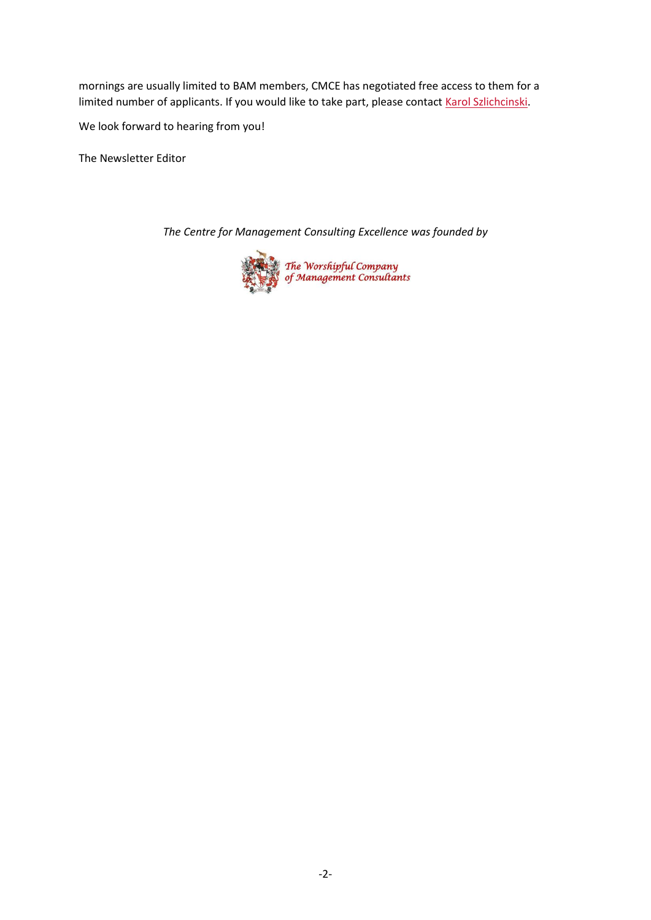mornings are usually limited to BAM members, CMCE has negotiated free access to them for a limited number of applicants. If you would like to take part, please contact Karol Szlichcinski.

We look forward to hearing from you!

The Newsletter Editor

*The Centre for Management Consulting Excellence was founded by*

*The Worshipful Company of Management Consultants*